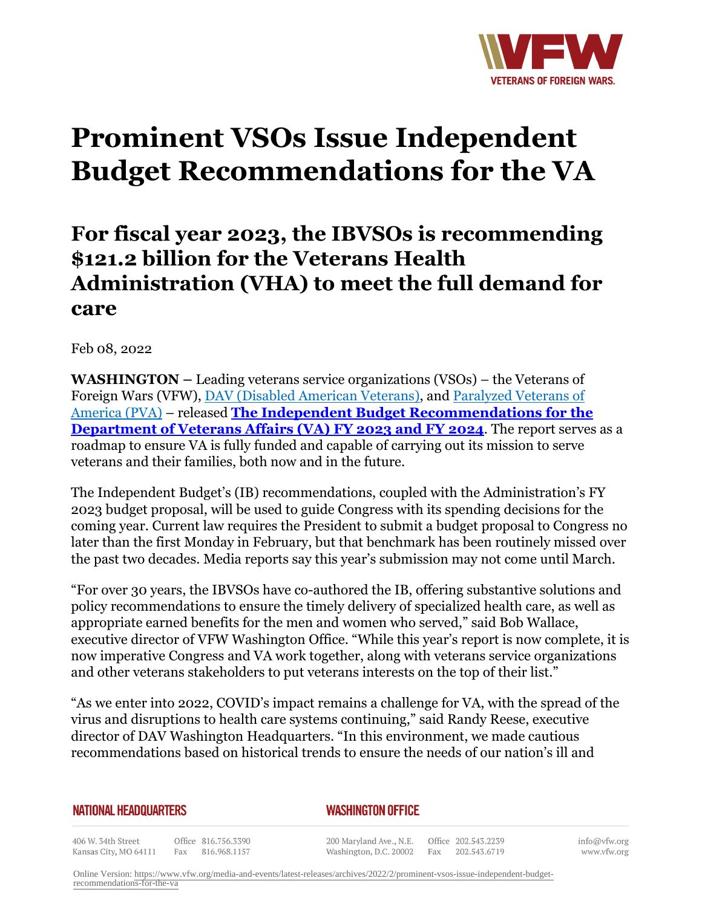# Prominent VSOs Issue Independent Budget Recommendations for the VA

## For fiscal year 2023, the IBVSOs is recommending $121.2 billion for the Veterans Health Administration (VHA) to meet the full demand for care

Feb 08, 2022

**WASHINGTON –** Leading veterans service organizations (VSOs) – the Veterans of Foreign Wars (VFW), DAV (Disabled American Veterans), and Paralyzed Veterans of America (PVA) – released **The Independent Budget Recommendations for the Department of Veterans Affairs (VA) FY 2023 and FY 2024**. The report serves as a roadmap to ensure VA is fully funded and capable of carrying out its mission to serve veterans and their families, both now and in the future.

The Independent Budget's (IB) recommendations, coupled with the Administration's FY 2023 budget proposal, will be used to guide Congress with its spending decisions for the coming year. Current law requires the President to submit a budget proposal to Congress no later than the first Monday in February, but that benchmark has been routinely missed over the past two decades. Media reports say this year's submission may not come until March.

"For over 30 years, the IBVSOs have co-authored the IB, offering substantive solutions and policy recommendations to ensure the timely delivery of specialized health care, as well as appropriate earned benefits for the men and women who served," said Bob Wallace, executive director of VFW Washington Office. "While this year's report is now complete, it is now imperative Congress and VA work together, along with veterans service organizations and other veterans stakeholders to put veterans interests on the top of their list."

"As we enter into 2022, COVID's impact remains a challenge for VA, with the spread of the virus and disruptions to health care systems continuing," said Randy Reese, executive director of DAV Washington Headquarters. "In this environment, we made cautious recommendations based on historical trends to ensure the needs of our nation's ill and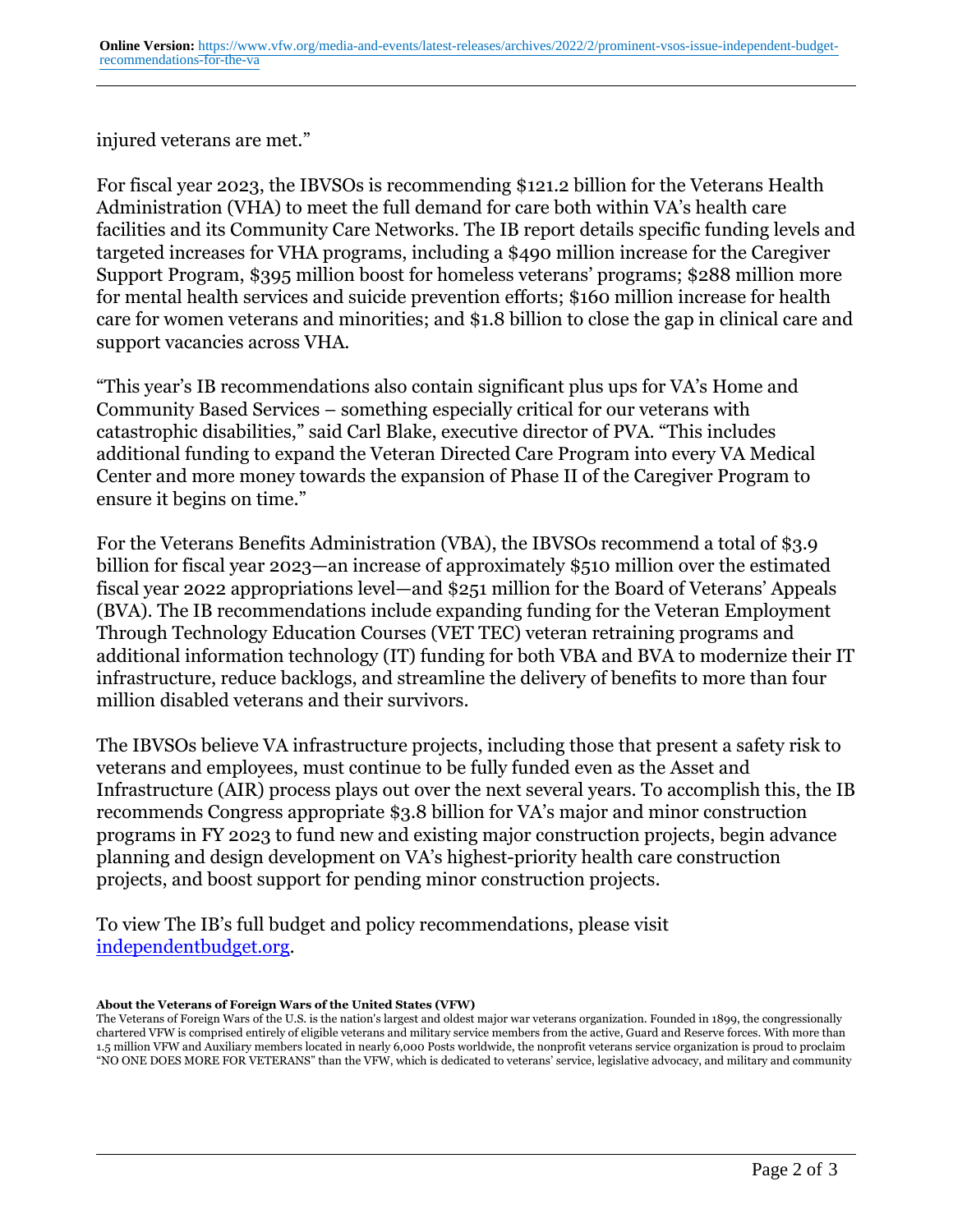injured veterans are met."

For fiscal year 2023, the IBVSOs is recommending $121.2 billion for the Veterans Health Administration (VHA) to meet the full demand for care both within VA's health care facilities and its Community Care Networks. The IB report details specific funding levels and targeted increases for VHA programs, including a $490 million increase for the Caregiver Support Program, $395 million boost for homeless veterans' programs; $288 million more for mental health services and suicide prevention efforts; $160 million increase for health care for women veterans and minorities; and $1.8 billion to close the gap in clinical care and support vacancies across VHA.

"This year's IB recommendations also contain significant plus ups for VA's Home and Community Based Services – something especially critical for our veterans with catastrophic disabilities," said Carl Blake, executive director of PVA. "This includes additional funding to expand the Veteran Directed Care Program into every VA Medical Center and more money towards the expansion of Phase II of the Caregiver Program to ensure it begins on time."

For the Veterans Benefits Administration (VBA), the IBVSOs recommend a total of $3.9 billion for fiscal year 2023—an increase of approximately $510 million over the estimated fiscal year 2022 appropriations level—and $251 million for the Board of Veterans' Appeals (BVA). The IB recommendations include expanding funding for the Veteran Employment Through Technology Education Courses (VET TEC) veteran retraining programs and additional information technology (IT) funding for both VBA and BVA to modernize their IT infrastructure, reduce backlogs, and streamline the delivery of benefits to more than four million disabled veterans and their survivors.

The IBVSOs believe VA infrastructure projects, including those that present a safety risk to veterans and employees, must continue to be fully funded even as the Asset and Infrastructure (AIR) process plays out over the next several years. To accomplish this, the IB recommends Congress appropriate $3.8 billion for VA's major and minor construction programs in FY 2023 to fund new and existing major construction projects, begin advance planning and design development on VA's highest-priority health care construction projects, and boost support for pending minor construction projects.

To view The IB's full budget and policy recommendations, please visit [independentbudget.org](independentbudget.org).

**About the Veterans of Foreign Wars of the United States (VFW)**

The Veterans of Foreign Wars of the U.S. is the nation's largest and oldest major war veterans organization. Founded in 1899, the congressionally chartered VFW is comprised entirely of eligible veterans and military service members from the active, Guard and Reserve forces. With more than 1.5 million VFW and Auxiliary members located in nearly 6,000 Posts worldwide, the nonprofit veterans service organization is proud to proclaim "NO ONE DOES MORE FOR VETERANS" than the VFW, which is dedicated to veterans' service, legislative advocacy, and military and community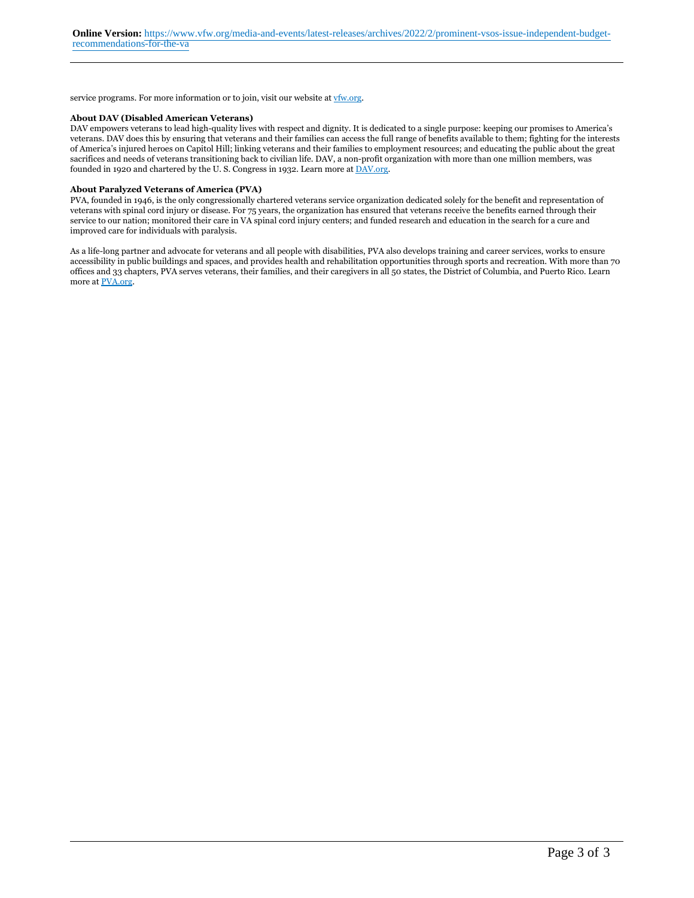service programs. For more information or to join, visit our website at [vfw.org](vfw.org).

**About DAV (Disabled American Veterans)**
DAV empowers veterans to lead high-quality lives with respect and dignity. It is dedicated to a single purpose: keeping our promises to America's veterans. DAV does this by ensuring that veterans and their families can access the full range of benefits available to them; fighting for the interests of America's injured heroes on Capitol Hill; linking veterans and their families to employment resources; and educating the public about the great sacrifices and needs of veterans transitioning back to civilian life. DAV, a non-profit organization with more than one million members, was founded in 1920 and chartered by the U. S. Congress in 1932. Learn more at [DAV.org](DAV.org).

**About Paralyzed Veterans of America (PVA)**
PVA, founded in 1946, is the only congressionally chartered veterans service organization dedicated solely for the benefit and representation of veterans with spinal cord injury or disease. For 75 years, the organization has ensured that veterans receive the benefits earned through their service to our nation; monitored their care in VA spinal cord injury centers; and funded research and education in the search for a cure and improved care for individuals with paralysis.

As a life-long partner and advocate for veterans and all people with disabilities, PVA also develops training and career services, works to ensure accessibility in public buildings and spaces, and provides health and rehabilitation opportunities through sports and recreation. With more than 70 offices and 33 chapters, PVA serves veterans, their families, and their caregivers in all 50 states, the District of Columbia, and Puerto Rico. Learn more at [PVA.org](PVA.org).